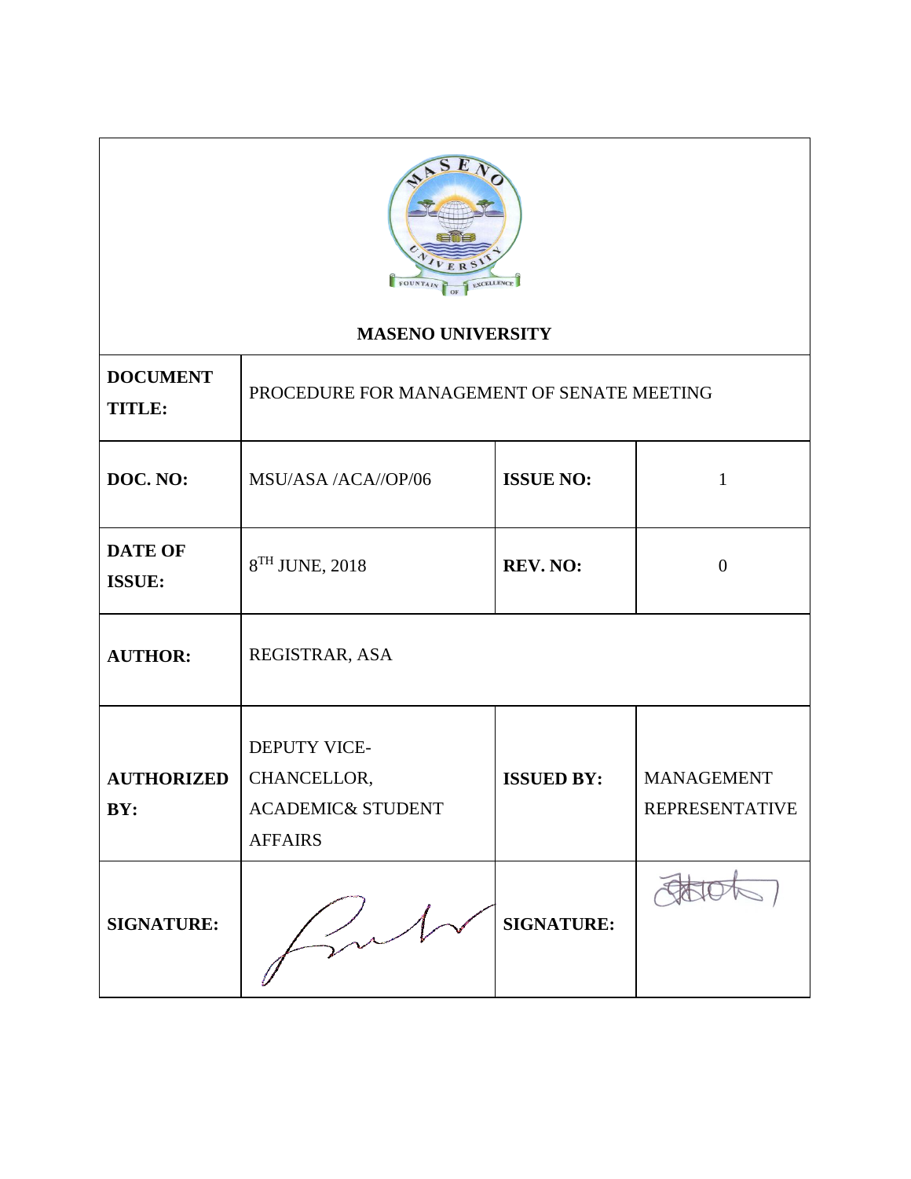**MASENO UNIVERSITY**

| | | | |
|---|---|---|---|
| **DOCUMENT TITLE:** | PROCEDURE FOR MANAGEMENT OF SENATE MEETING | | |
| **DOC. NO:** | MSU/ASA /ACA//OP/06 | **ISSUE NO:** | 1 |
| **DATE OF ISSUE:** | 8TH JUNE, 2018 | **REV. NO:** | 0 |
| **AUTHOR:** | REGISTRAR, ASA | | |
| **AUTHORIZED BY:** | DEPUTY VICE-CHANCELLOR, ACADEMIC& STUDENT AFFAIRS | **ISSUED BY:** | MANAGEMENT REPRESENTATIVE |
| **SIGNATURE:** | | **SIGNATURE:** | |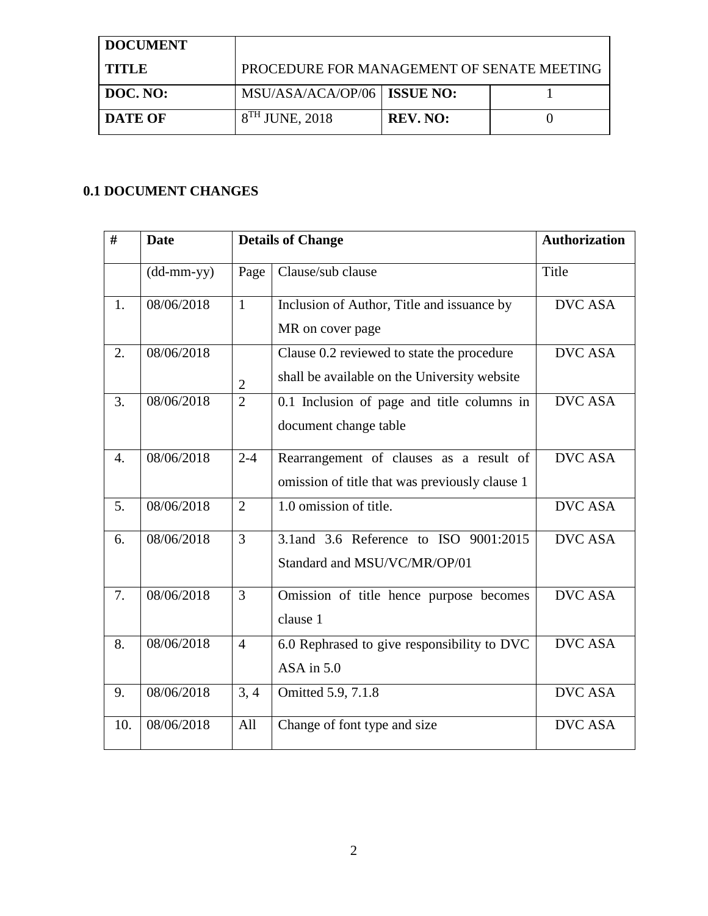| DOCUMENT TITLE | PROCEDURE FOR MANAGEMENT OF SENATE MEETING | | |
|---|---|---|---|
| DOC. NO: | MSU/ASA/ACA/OP/06 | ISSUE NO: | 1 |
| DATE OF | 8TH JUNE, 2018 | REV. NO: | 0 |

## 0.1 DOCUMENT CHANGES

| # | Date | Details of Change | | Authorization |
|---|---|---|---|---|
| | (dd-mm-yy) | Page | Clause/sub clause | Title |
| 1. | 08/06/2018 | 1 | Inclusion of Author, Title and issuance by MR on cover page | DVC ASA |
| 2. | 08/06/2018 | 2 | Clause 0.2 reviewed to state the procedure shall be available on the University website | DVC ASA |
| 3. | 08/06/2018 | 2 | 0.1 Inclusion of page and title columns in document change table | DVC ASA |
| 4. | 08/06/2018 | 2-4 | Rearrangement of clauses as a result of omission of title that was previously clause 1 | DVC ASA |
| 5. | 08/06/2018 | 2 | 1.0 omission of title. | DVC ASA |
| 6. | 08/06/2018 | 3 | 3.1and 3.6 Reference to ISO 9001:2015 Standard and MSU/VC/MR/OP/01 | DVC ASA |
| 7. | 08/06/2018 | 3 | Omission of title hence purpose becomes clause 1 | DVC ASA |
| 8. | 08/06/2018 | 4 | 6.0 Rephrased to give responsibility to DVC ASA in 5.0 | DVC ASA |
| 9. | 08/06/2018 | 3, 4 | Omitted 5.9, 7.1.8 | DVC ASA |
| 10. | 08/06/2018 | All | Change of font type and size | DVC ASA |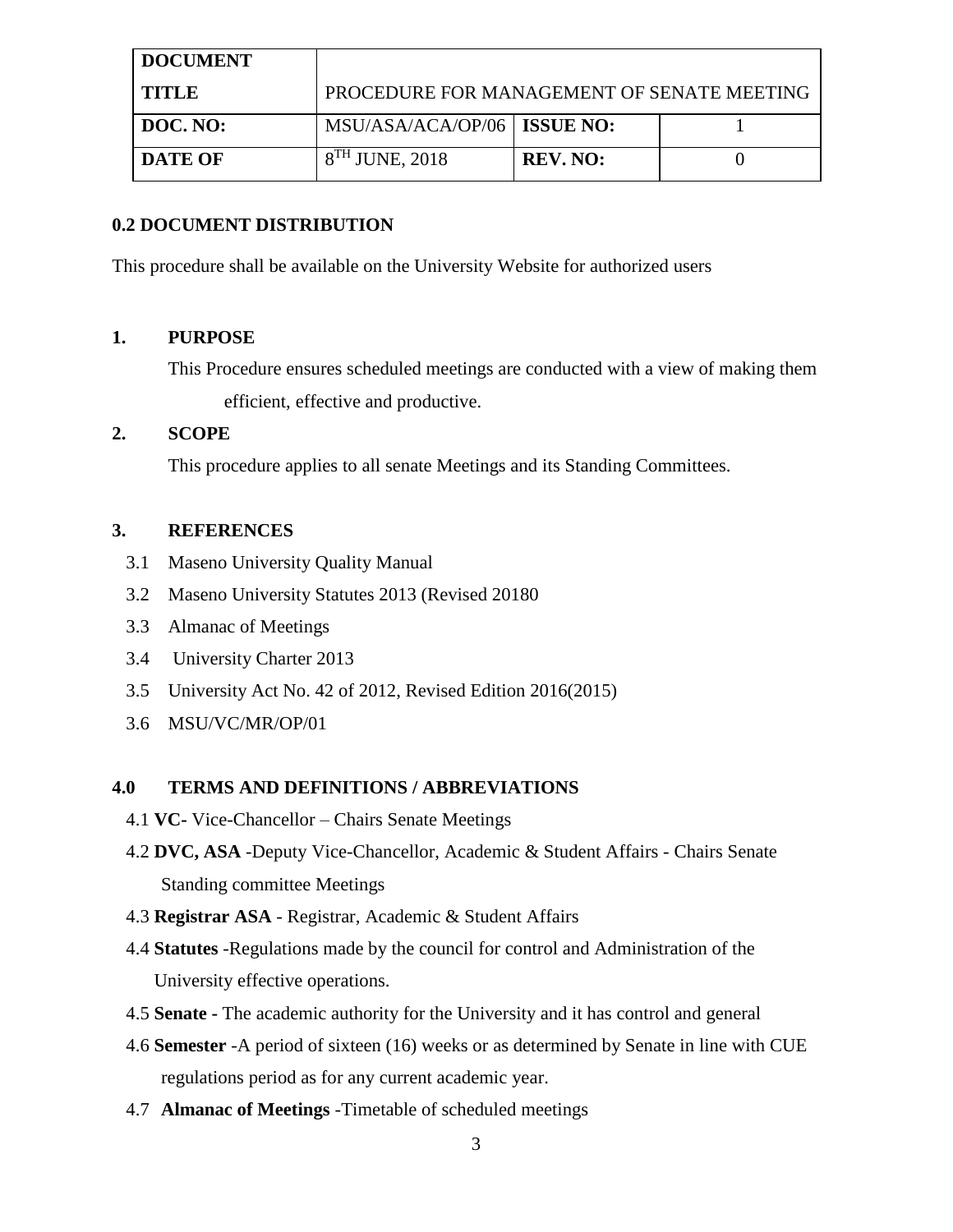| DOCUMENT TITLE | PROCEDURE FOR MANAGEMENT OF SENATE MEETING | | |
|---|---|---|---|
| DOC. NO: | MSU/ASA/ACA/OP/06 | ISSUE NO: | 1 |
| DATE OF | 8TH JUNE, 2018 | REV. NO: | 0 |

## 0.2 DOCUMENT DISTRIBUTION

This procedure shall be available on the University Website for authorized users

## 1. PURPOSE

This Procedure ensures scheduled meetings are conducted with a view of making them efficient, effective and productive.

## 2. SCOPE

This procedure applies to all senate Meetings and its Standing Committees.

## 3. REFERENCES

3.1 Maseno University Quality Manual

3.2 Maseno University Statutes 2013 (Revised 20180

3.3 Almanac of Meetings

3.4 University Charter 2013

3.5 University Act No. 42 of 2012, Revised Edition 2016(2015)

3.6 MSU/VC/MR/OP/01

## 4.0 TERMS AND DEFINITIONS / ABBREVIATIONS

4.1 **VC**- Vice-Chancellor – Chairs Senate Meetings

4.2 **DVC, ASA** -Deputy Vice-Chancellor, Academic & Student Affairs - Chairs Senate Standing committee Meetings

4.3 **Registrar ASA** - Registrar, Academic & Student Affairs

4.4 **Statutes** -Regulations made by the council for control and Administration of the University effective operations.

4.5 **Senate -** The academic authority for the University and it has control and general

4.6 **Semester** -A period of sixteen (16) weeks or as determined by Senate in line with CUE regulations period as for any current academic year.

4.7 **Almanac of Meetings** -Timetable of scheduled meetings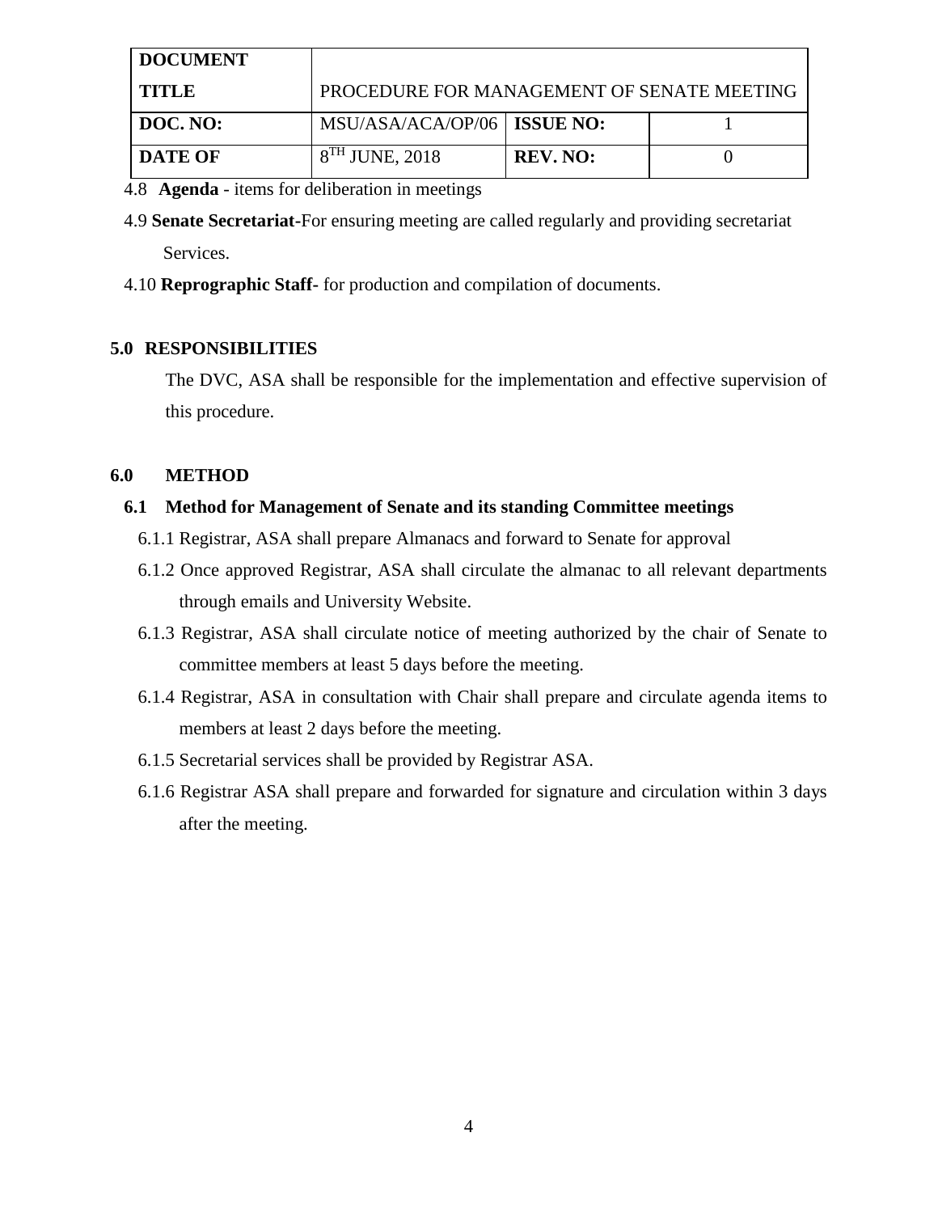4.8 **Agenda** - items for deliberation in meetings

4.9 **Senate Secretariat-**For ensuring meeting are called regularly and providing secretariat Services.

4.10 **Reprographic Staff-** for production and compilation of documents.

## 5.0 RESPONSIBILITIES

The DVC, ASA shall be responsible for the implementation and effective supervision of this procedure.

## 6.0 METHOD

### 6.1 Method for Management of Senate and its standing Committee meetings

6.1.1 Registrar, ASA shall prepare Almanacs and forward to Senate for approval

6.1.2 Once approved Registrar, ASA shall circulate the almanac to all relevant departments through emails and University Website.

6.1.3 Registrar, ASA shall circulate notice of meeting authorized by the chair of Senate to committee members at least 5 days before the meeting.

6.1.4 Registrar, ASA in consultation with Chair shall prepare and circulate agenda items to members at least 2 days before the meeting.

6.1.5 Secretarial services shall be provided by Registrar ASA.

6.1.6 Registrar ASA shall prepare and forwarded for signature and circulation within 3 days after the meeting.